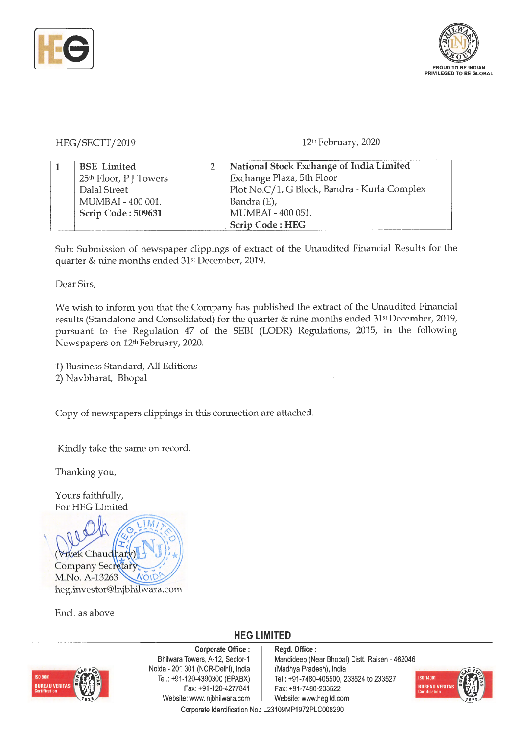HEG/SECTT/2019 12th February, 2020

| 1 | **BSE Limited**<br>25th Floor, P J Towers<br>Dalal Street<br>MUMBAI - 400 001.<br>**Scrip Code : 509631** | 2 | **National Stock Exchange of India Limited**<br>Exchange Plaza, 5th Floor<br>Plot No.C/1, G Block, Bandra - Kurla Complex<br>Bandra (E),<br>MUMBAI - 400 051.<br>**Scrip Code : HEG** |
|---|---|---|---|

Sub: Submission of newspaper clippings of extract of the Unaudited Financial Results for the quarter & nine months ended 31st December, 2019.

Dear Sirs,

We wish to inform you that the Company has published the extract of the Unaudited Financial results (Standalone and Consolidated) for the quarter & nine months ended 31st December, 2019, pursuant to the Regulation 47 of the SEBI (LODR) Regulations, 2015, in the following Newspapers on 12th February, 2020.

1) Business Standard, All Editions
2) Navbharat, Bhopal

Copy of newspapers clippings in this connection are attached.

Kindly take the same on record.

Thanking you,

Yours faithfully,
For HEG Limited

(Vivek Chaudhary)
Company Secretary
M.No. A-13263
heg.investor@lnjbhilwara.com

Encl. as above

**HEG LIMITED**

**Corporate Office :**
Bhilwara Towers, A-12, Sector-1
Noida - 201 301 (NCR-Delhi), India
Tel.: +91-120-4390300 (EPABX)
Fax: +91-120-4277841
Website: www.lnjbhilwara.com

**Regd. Office :**
Mandideep (Near Bhopal) Distt. Raisen - 462046
(Madhya Pradesh), India
Tel.: +91-7480-405500, 233524 to 233527
Fax: +91-7480-233522
Website: www.hegltd.com

Corporate Identification No.: L23109MP1972PLC008290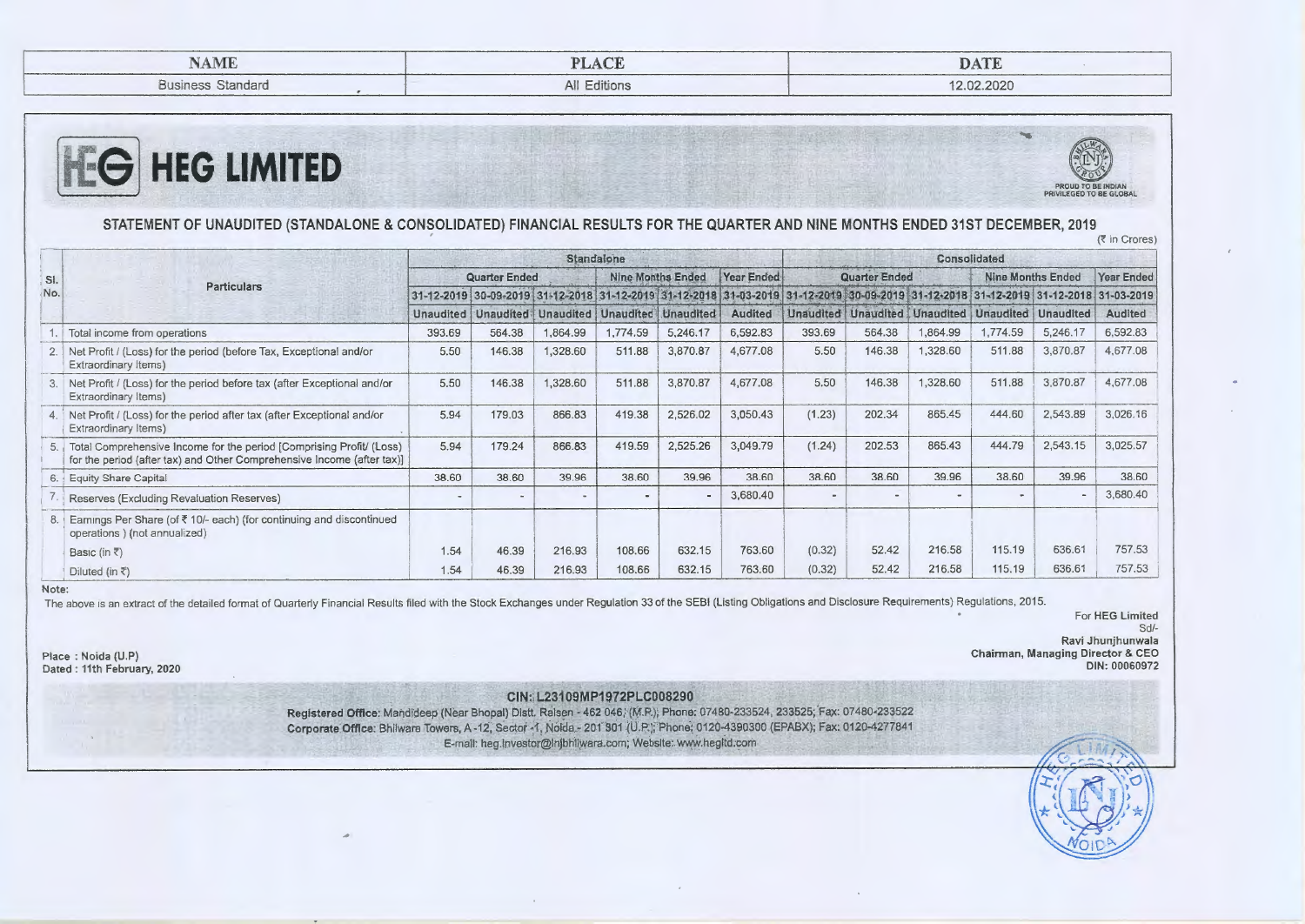| NAME | PLACE | DATE |
|---|---|---|
| Business Standard | All Editions | 12.02.2020 |

# HEG LIMITED

PROUD TO BE INDIAN PRIVILEGED TO BE GLOBAL

## STATEMENT OF UNAUDITED (STANDALONE & CONSOLIDATED) FINANCIAL RESULTS FOR THE QUARTER AND NINE MONTHS ENDED 31ST DECEMBER, 2019

(₹ in Crores)

| Sl. No. | Particulars | Standalone | | | | | | Consolidated | | | | | |
|---|---|---|---|---|---|---|---|---|---|---|---|---|---|
| | | Quarter Ended | | | Nine Months Ended | | Year Ended | Quarter Ended | | | Nine Months Ended | | Year Ended |
| | | 31-12-2019 | 30-09-2019 | 31-12-2018 | 31-12-2019 | 31-12-2018 | 31-03-2019 | 31-12-2019 | 30-09-2019 | 31-12-2018 | 31-12-2019 | 31-12-2018 | 31-03-2019 |
| | | Unaudited | Unaudited | Unaudited | Unaudited | Unaudited | Audited | Unaudited | Unaudited | Unaudited | Unaudited | Unaudited | Audited |
| 1. | Total income from operations | 393.69 | 564.38 | 1,864.99 | 1,774.59 | 5,246.17 | 6,592.83 | 393.69 | 564.38 | 1,864.99 | 1,774.59 | 5,246.17 | 6,592.83 |
| 2. | Net Profit / (Loss) for the period (before Tax, Exceptional and/or Extraordinary Items) | 5.50 | 146.38 | 1,328.60 | 511.88 | 3,870.87 | 4,677.08 | 5.50 | 146.38 | 1,328.60 | 511.88 | 3,870.87 | 4,677.08 |
| 3. | Net Profit / (Loss) for the period before tax (after Exceptional and/or Extraordinary Items) | 5.50 | 146.38 | 1,328.60 | 511.88 | 3,870.87 | 4,677.08 | 5.50 | 146.38 | 1,328.60 | 511.88 | 3,870.87 | 4,677.08 |
| 4. | Net Profit / (Loss) for the period after tax (after Exceptional and/or Extraordinary Items) | 5.94 | 179.03 | 866.83 | 419.38 | 2,526.02 | 3,050.43 | (1.23) | 202.34 | 865.45 | 444.60 | 2,543.89 | 3,026.16 |
| 5. | Total Comprehensive Income for the period [Comprising Profit/ (Loss) for the period (after tax) and Other Comprehensive Income (after tax)] | 5.94 | 179.24 | 866.83 | 419.59 | 2,525.26 | 3,049.79 | (1.24) | 202.53 | 865.43 | 444.79 | 2,543.15 | 3,025.57 |
| 6. | Equity Share Capital | 38.60 | 38.60 | 39.96 | 38.60 | 39.96 | 38.60 | 38.60 | 38.60 | 39.96 | 38.60 | 39.96 | 38.60 |
| 7. | Reserves (Excluding Revaluation Reserves) | - | - | - | - | - | 3,680.40 | - | - | - | - | - | 3,680.40 |
| 8. | Earnings Per Share (of ₹ 10/- each) (for continuing and discontinued operations ) (not annualized) | | | | | | | | | | | | |
| | Basic (in ₹) | 1.54 | 46.39 | 216.93 | 108.66 | 632.15 | 763.60 | (0.32) | 52.42 | 216.58 | 115.19 | 636.61 | 757.53 |
| | Diluted (in ₹) | 1.54 | 46.39 | 216.93 | 108.66 | 632.15 | 763.60 | (0.32) | 52.42 | 216.58 | 115.19 | 636.61 | 757.53 |

Note:

The above is an extract of the detailed format of Quarterly Financial Results filed with the Stock Exchanges under Regulation 33 of the SEBI (Listing Obligations and Disclosure Requirements) Regulations, 2015.

For HEG Limited
Sd/-
Ravi Jhunjhunwala
Chairman, Managing Director & CEO
DIN: 00060972

Place : Noida (U.P)
Dated : 11th February, 2020

**CIN: L23109MP1972PLC008290**

**Registered Office:** Mandideep (Near Bhopal) Distt. Raisen - 462 046, (M.P.); Phone: 07480-233524, 233525; Fax: 07480-233522
**Corporate Office:** Bhilwara Towers, A-12, Sector -1, Noida - 201 301 (U.P.); Phone: 0120-4390300 (EPABX); Fax: 0120-4277841
E-mail: heg.investor@lnjbhilwara.com; Website: www.hegltd.com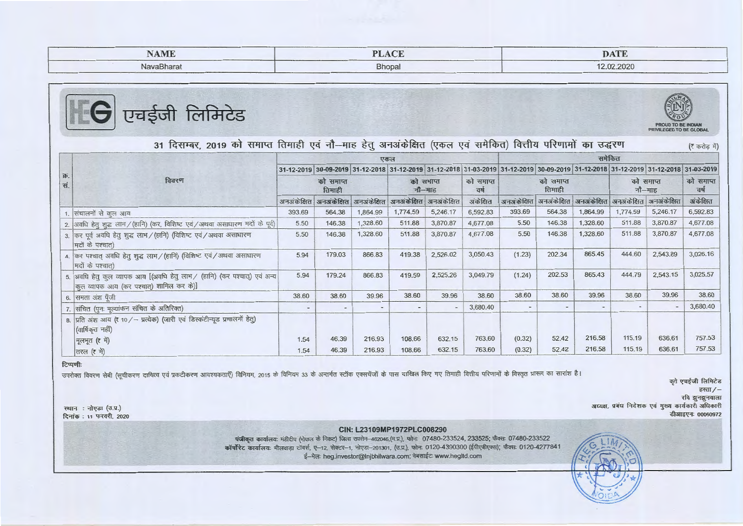| NAME | PLACE | DATE |
|---|---|---|
| NavaBharat | Bhopal | 12.02.2020 |

# एचईजी लिमिटेड

PROUD TO BE INDIAN
PRIVILEGED TO BE GLOBAL

## 31 दिसम्बर, 2019 को समाप्त तिमाही एवं नौ–माह हेतु अनअंकेक्षित (एकल एवं समेकित) वित्तीय परिणामों का उद्धरण

(₹ करोड़ में)

| क्र. सं. | विवरण | एकल | | | | | | समेकित | | | | | |
|---|---|---|---|---|---|---|---|---|---|---|---|---|---|
| | | 31-12-2019 | 30-09-2019 | 31-12-2018 | 31-12-2019 | 31-12-2018 | 31-03-2019 | 31-12-2019 | 30-09-2019 | 31-12-2018 | 31-12-2019 | 31-12-2018 | 31-03-2019 |
| | | को समाप्त तिमाही | | | को समाप्त नौ–माह | | को समाप्त वर्ष | को समाप्त तिमाही | | | को समाप्त नौ–माह | | को समाप्त वर्ष |
| | | अनअंकेक्षित | अनअंकेक्षित | अनअंकेक्षित | अनअंकेक्षित | अनअंकेक्षित | अंकेक्षित | अनअंकेक्षित | अनअंकेक्षित | अनअंकेक्षित | अनअंकेक्षित | अनअंकेक्षित | अंकेक्षित |
| 1. | संचालनों से कुल आय | 393.69 | 564.38 | 1,864.99 | 1,774.59 | 5,246.17 | 6,592.83 | 393.69 | 564.38 | 1,864.99 | 1,774.59 | 5,246.17 | 6,592.83 |
| 2. | अवधि हेतु शुद्ध लाभ/(हानि) (कर, विशिष्ट एवं/अथवा असाधारण मदों के पूर्व) | 5.50 | 146.38 | 1,328.60 | 511.88 | 3,870.87 | 4,677.08 | 5.50 | 146.38 | 1,328.60 | 511.88 | 3,870.87 | 4,677.08 |
| 3. | कर पूर्व अवधि हेतु शुद्ध लाभ/(हानि) (विशिष्ट एवं/अथवा असाधारण मदों के पश्चात्) | 5.50 | 146.38 | 1,328.60 | 511.88 | 3,870.87 | 4,677.08 | 5.50 | 146.38 | 1,328.60 | 511.88 | 3,870.87 | 4,677.08 |
| 4. | कर पश्चात् अवधि हेतु शुद्ध लाभ/(हानि) (विशिष्ट एवं/अथवा असाधारण मदों के पश्चात्) | 5.94 | 179.03 | 866.83 | 419.38 | 2,526.02 | 3,050.43 | (1.23) | 202.34 | 865.45 | 444.60 | 2,543.89 | 3,026.16 |
| 5. | अवधि हेतु कुल व्यापक आय [(अवधि हेतु लाभ/(हानि) (कर पश्चात्) एवं अन्य कुल व्यापक आय (कर पश्चात्) शामिल कर के)] | 5.94 | 179.24 | 866.83 | 419.59 | 2,525.26 | 3,049.79 | (1.24) | 202.53 | 865.43 | 444.79 | 2,543.15 | 3,025.57 |
| 6. | समता अंश पूँजी | 38.60 | 38.60 | 39.96 | 38.60 | 39.96 | 38.60 | 38.60 | 38.60 | 39.96 | 38.60 | 39.96 | 38.60 |
| 7. | संचित (पुनः मूल्यांकन संचित के अतिरिक्त) | - | - | - | - | - | 3,680.40 | - | - | - | - | - | 3,680.40 |
| 8. | प्रति अंश आय (₹ 10/– प्रत्येक) (जारी एवं डिस्कंटीन्यूड प्रचालनों हेतु) (वार्षिकृत नहीं) | | | | | | | | | | | | |
| | मूलभूत (₹ में) | 1.54 | 46.39 | 216.93 | 108.66 | 632.15 | 763.60 | (0.32) | 52.42 | 216.58 | 115.19 | 636.61 | 757.53 |
| | तरल (₹ में) | 1.54 | 46.39 | 216.93 | 108.66 | 632.15 | 763.60 | (0.32) | 52.42 | 216.58 | 115.19 | 636.61 | 757.53 |

**टिप्पणी:**

उपरोक्त विवरण सेबी (सूचीकरण दायित्व एवं प्रकटीकरण आवश्यकताएँ) विनियम, 2015 के विनियम 33 के अन्तर्गत स्टॉक एक्सचेंजों के पास दाखिल किए गए तिमाही वित्तीय परिणामों के विस्तृत प्रारूप का सारांश है।

कृते एचईजी लिमिटेड
हस्ता/–
रवि झुनझुनवाला
अध्यक्ष, प्रबंध निदेशक एवं मुख्य कार्यकारी अधिकारी
डीआइएन: 00060972

स्थान : नोएडा (उ.प्र.)
दिनांक : 11 फरवरी, 2020

**CIN: L23109MP1972PLC008290**

**पंजीकृत कार्यालय:** मंडीदीप (भोपाल के निकट) जिला रायसेन–462046,(म.प्र.), फोन: 07480-233524, 233525; फैक्स: 07480-233522
**कॉर्पोरेट कार्यालय:** भीलवाड़ा टॉवर्स, ए–12, सेक्टर–1, नोएडा–201301, (उ.प्र.), फोन: 0120-4390300 (ईपीएबीएक्स); फैक्स: 0120-4277841
ई–मेल: heg.investor@lnjbhilwara.com; वेबसाईट: www.hegltd.com